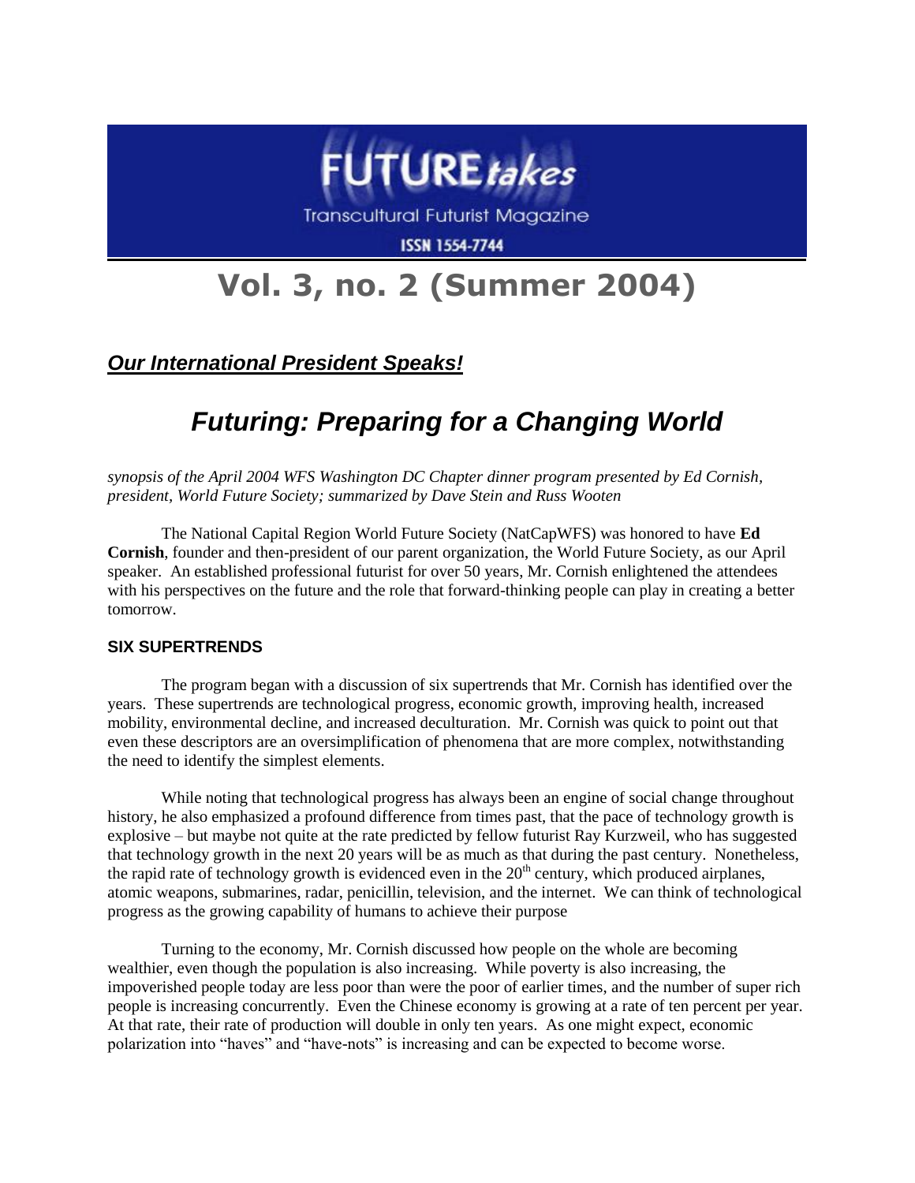# FUTURE*takes*

Transcultural Futurist Magazine

ISSN 1554-7744

# Vol. 3, no. 2 (Summer 2004)

***Our International President Speaks!***

## *Futuring: Preparing for a Changing World*

*synopsis of the April 2004 WFS Washington DC Chapter dinner program presented by Ed Cornish, president, World Future Society; summarized by Dave Stein and Russ Wooten*

The National Capital Region World Future Society (NatCapWFS) was honored to have **Ed Cornish**, founder and then-president of our parent organization, the World Future Society, as our April speaker. An established professional futurist for over 50 years, Mr. Cornish enlightened the attendees with his perspectives on the future and the role that forward-thinking people can play in creating a better tomorrow.

### SIX SUPERTRENDS

The program began with a discussion of six supertrends that Mr. Cornish has identified over the years. These supertrends are technological progress, economic growth, improving health, increased mobility, environmental decline, and increased deculturation. Mr. Cornish was quick to point out that even these descriptors are an oversimplification of phenomena that are more complex, notwithstanding the need to identify the simplest elements.

While noting that technological progress has always been an engine of social change throughout history, he also emphasized a profound difference from times past, that the pace of technology growth is explosive – but maybe not quite at the rate predicted by fellow futurist Ray Kurzweil, who has suggested that technology growth in the next 20 years will be as much as that during the past century. Nonetheless, the rapid rate of technology growth is evidenced even in the 20th century, which produced airplanes, atomic weapons, submarines, radar, penicillin, television, and the internet. We can think of technological progress as the growing capability of humans to achieve their purpose

Turning to the economy, Mr. Cornish discussed how people on the whole are becoming wealthier, even though the population is also increasing. While poverty is also increasing, the impoverished people today are less poor than were the poor of earlier times, and the number of super rich people is increasing concurrently. Even the Chinese economy is growing at a rate of ten percent per year. At that rate, their rate of production will double in only ten years. As one might expect, economic polarization into "haves" and "have-nots" is increasing and can be expected to become worse.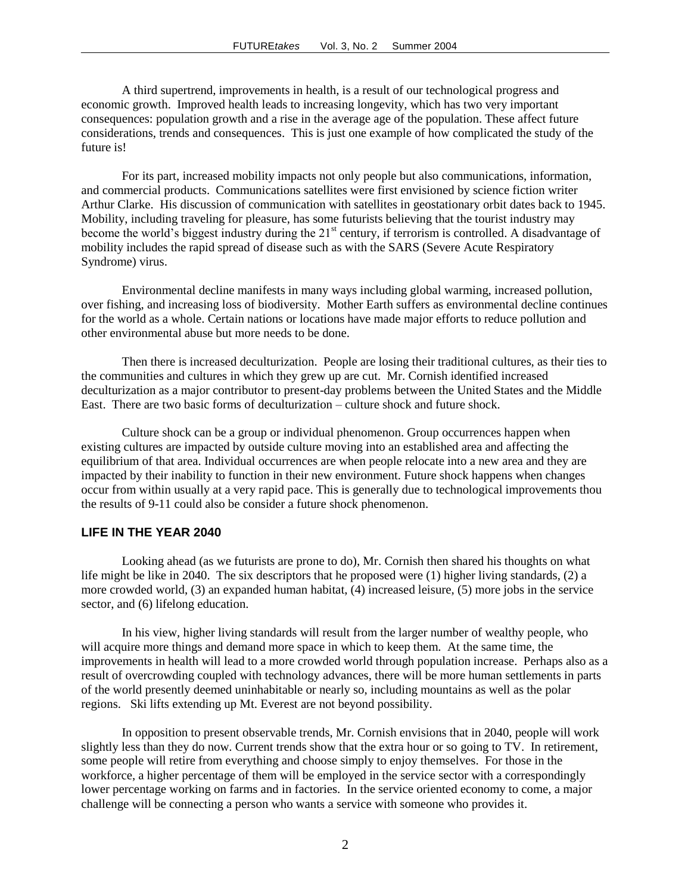A third supertrend, improvements in health, is a result of our technological progress and economic growth. Improved health leads to increasing longevity, which has two very important consequences: population growth and a rise in the average age of the population. These affect future considerations, trends and consequences. This is just one example of how complicated the study of the future is!

For its part, increased mobility impacts not only people but also communications, information, and commercial products. Communications satellites were first envisioned by science fiction writer Arthur Clarke. His discussion of communication with satellites in geostationary orbit dates back to 1945. Mobility, including traveling for pleasure, has some futurists believing that the tourist industry may become the world's biggest industry during the 21st century, if terrorism is controlled. A disadvantage of mobility includes the rapid spread of disease such as with the SARS (Severe Acute Respiratory Syndrome) virus.

Environmental decline manifests in many ways including global warming, increased pollution, over fishing, and increasing loss of biodiversity. Mother Earth suffers as environmental decline continues for the world as a whole. Certain nations or locations have made major efforts to reduce pollution and other environmental abuse but more needs to be done.

Then there is increased deculturization. People are losing their traditional cultures, as their ties to the communities and cultures in which they grew up are cut. Mr. Cornish identified increased deculturization as a major contributor to present-day problems between the United States and the Middle East. There are two basic forms of deculturization – culture shock and future shock.

Culture shock can be a group or individual phenomenon. Group occurrences happen when existing cultures are impacted by outside culture moving into an established area and affecting the equilibrium of that area. Individual occurrences are when people relocate into a new area and they are impacted by their inability to function in their new environment. Future shock happens when changes occur from within usually at a very rapid pace. This is generally due to technological improvements thou the results of 9-11 could also be consider a future shock phenomenon.

## LIFE IN THE YEAR 2040

Looking ahead (as we futurists are prone to do), Mr. Cornish then shared his thoughts on what life might be like in 2040. The six descriptors that he proposed were (1) higher living standards, (2) a more crowded world, (3) an expanded human habitat, (4) increased leisure, (5) more jobs in the service sector, and (6) lifelong education.

In his view, higher living standards will result from the larger number of wealthy people, who will acquire more things and demand more space in which to keep them. At the same time, the improvements in health will lead to a more crowded world through population increase. Perhaps also as a result of overcrowding coupled with technology advances, there will be more human settlements in parts of the world presently deemed uninhabitable or nearly so, including mountains as well as the polar regions. Ski lifts extending up Mt. Everest are not beyond possibility.

In opposition to present observable trends, Mr. Cornish envisions that in 2040, people will work slightly less than they do now. Current trends show that the extra hour or so going to TV. In retirement, some people will retire from everything and choose simply to enjoy themselves. For those in the workforce, a higher percentage of them will be employed in the service sector with a correspondingly lower percentage working on farms and in factories. In the service oriented economy to come, a major challenge will be connecting a person who wants a service with someone who provides it.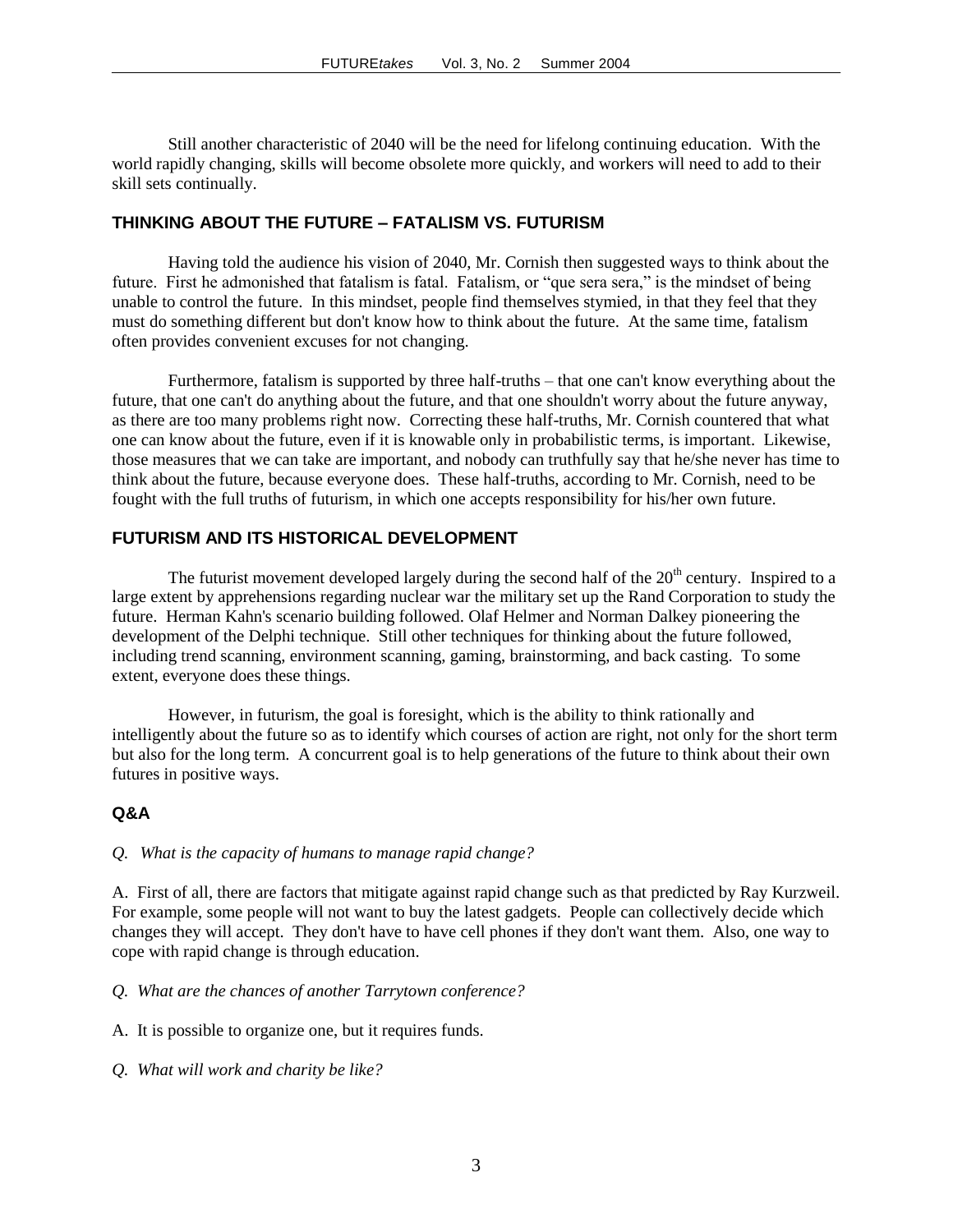Still another characteristic of 2040 will be the need for lifelong continuing education. With the world rapidly changing, skills will become obsolete more quickly, and workers will need to add to their skill sets continually.

## THINKING ABOUT THE FUTURE – FATALISM VS. FUTURISM

Having told the audience his vision of 2040, Mr. Cornish then suggested ways to think about the future. First he admonished that fatalism is fatal. Fatalism, or "que sera sera," is the mindset of being unable to control the future. In this mindset, people find themselves stymied, in that they feel that they must do something different but don't know how to think about the future. At the same time, fatalism often provides convenient excuses for not changing.

Furthermore, fatalism is supported by three half-truths – that one can't know everything about the future, that one can't do anything about the future, and that one shouldn't worry about the future anyway, as there are too many problems right now. Correcting these half-truths, Mr. Cornish countered that what one can know about the future, even if it is knowable only in probabilistic terms, is important. Likewise, those measures that we can take are important, and nobody can truthfully say that he/she never has time to think about the future, because everyone does. These half-truths, according to Mr. Cornish, need to be fought with the full truths of futurism, in which one accepts responsibility for his/her own future.

## FUTURISM AND ITS HISTORICAL DEVELOPMENT

The futurist movement developed largely during the second half of the 20th century. Inspired to a large extent by apprehensions regarding nuclear war the military set up the Rand Corporation to study the future. Herman Kahn's scenario building followed. Olaf Helmer and Norman Dalkey pioneering the development of the Delphi technique. Still other techniques for thinking about the future followed, including trend scanning, environment scanning, gaming, brainstorming, and back casting. To some extent, everyone does these things.

However, in futurism, the goal is foresight, which is the ability to think rationally and intelligently about the future so as to identify which courses of action are right, not only for the short term but also for the long term. A concurrent goal is to help generations of the future to think about their own futures in positive ways.

## Q&A

*Q. What is the capacity of humans to manage rapid change?*

A. First of all, there are factors that mitigate against rapid change such as that predicted by Ray Kurzweil. For example, some people will not want to buy the latest gadgets. People can collectively decide which changes they will accept. They don't have to have cell phones if they don't want them. Also, one way to cope with rapid change is through education.

*Q. What are the chances of another Tarrytown conference?*

A. It is possible to organize one, but it requires funds.

*Q. What will work and charity be like?*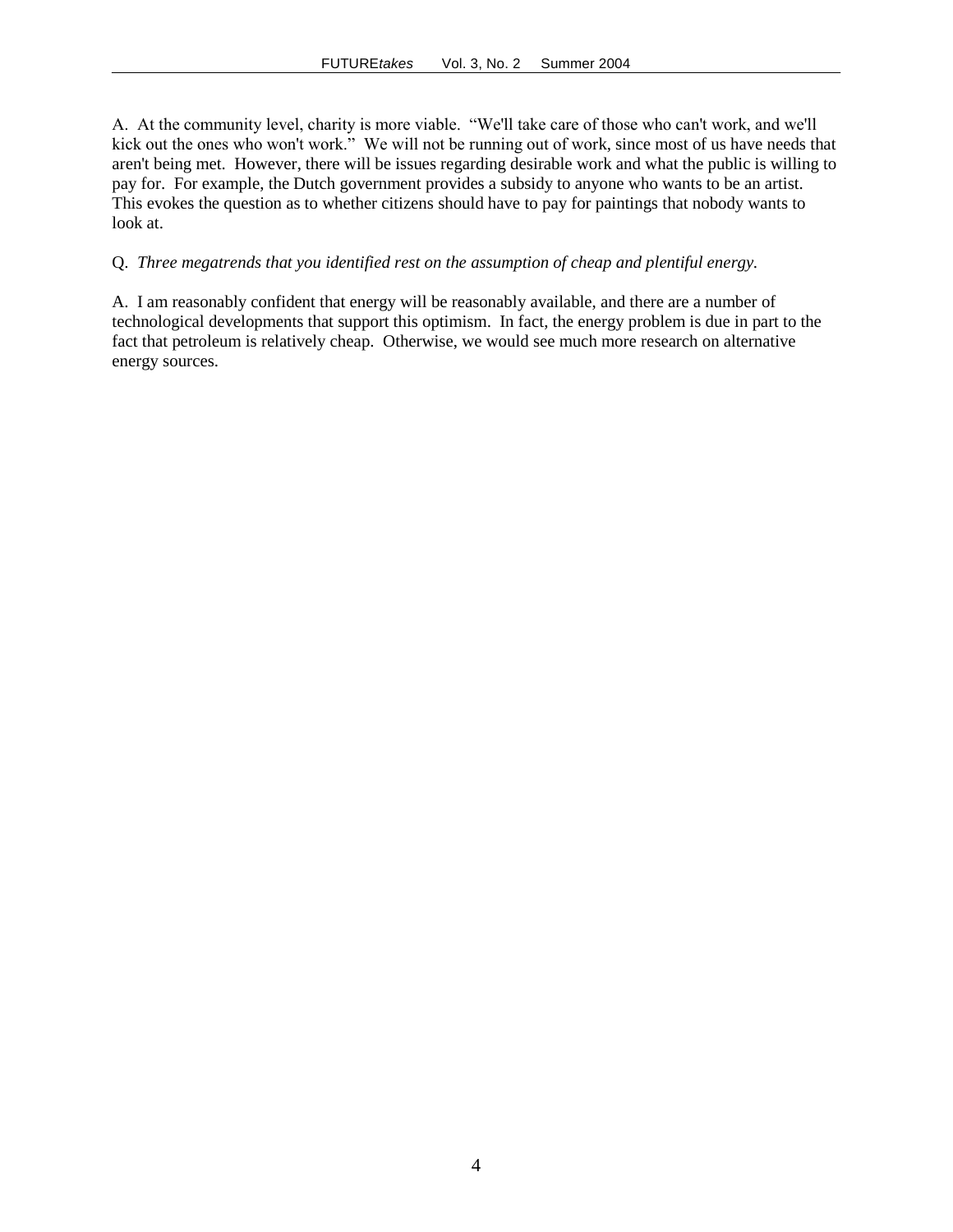A. At the community level, charity is more viable. "We'll take care of those who can't work, and we'll kick out the ones who won't work." We will not be running out of work, since most of us have needs that aren't being met. However, there will be issues regarding desirable work and what the public is willing to pay for. For example, the Dutch government provides a subsidy to anyone who wants to be an artist. This evokes the question as to whether citizens should have to pay for paintings that nobody wants to look at.

Q. *Three megatrends that you identified rest on the assumption of cheap and plentiful energy.*

A. I am reasonably confident that energy will be reasonably available, and there are a number of technological developments that support this optimism. In fact, the energy problem is due in part to the fact that petroleum is relatively cheap. Otherwise, we would see much more research on alternative energy sources.